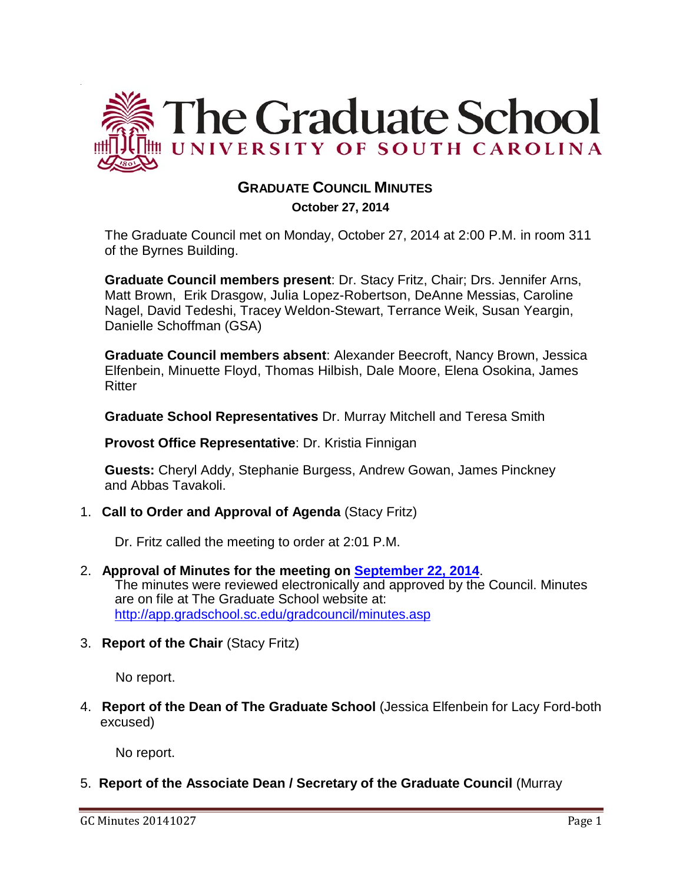# The Graduate School
## UNIVERSITY OF SOUTH CAROLINA

## GRADUATE COUNCIL MINUTES

**October 27, 2014**

The Graduate Council met on Monday, October 27, 2014 at 2:00 P.M. in room 311 of the Byrnes Building.

**Graduate Council members present**: Dr. Stacy Fritz, Chair; Drs. Jennifer Arns, Matt Brown, Erik Drasgow, Julia Lopez-Robertson, DeAnne Messias, Caroline Nagel, David Tedeshi, Tracey Weldon-Stewart, Terrance Weik, Susan Yeargin, Danielle Schoffman (GSA)

**Graduate Council members absent**: Alexander Beecroft, Nancy Brown, Jessica Elfenbein, Minuette Floyd, Thomas Hilbish, Dale Moore, Elena Osokina, James Ritter

**Graduate School Representatives** Dr. Murray Mitchell and Teresa Smith

**Provost Office Representative**: Dr. Kristia Finnigan

**Guests:** Cheryl Addy, Stephanie Burgess, Andrew Gowan, James Pinckney and Abbas Tavakoli.

1. **Call to Order and Approval of Agenda** (Stacy Fritz)

   Dr. Fritz called the meeting to order at 2:01 P.M.

2. **Approval of Minutes for the meeting on [September 22, 2014](http://app.gradschool.sc.edu/gradcouncil/minutes.asp)**.
   The minutes were reviewed electronically and approved by the Council. Minutes are on file at The Graduate School website at: http://app.gradschool.sc.edu/gradcouncil/minutes.asp

3. **Report of the Chair** (Stacy Fritz)

   No report.

4. **Report of the Dean of The Graduate School** (Jessica Elfenbein for Lacy Ford-both excused)

   No report.

5. **Report of the Associate Dean / Secretary of the Graduate Council** (Murray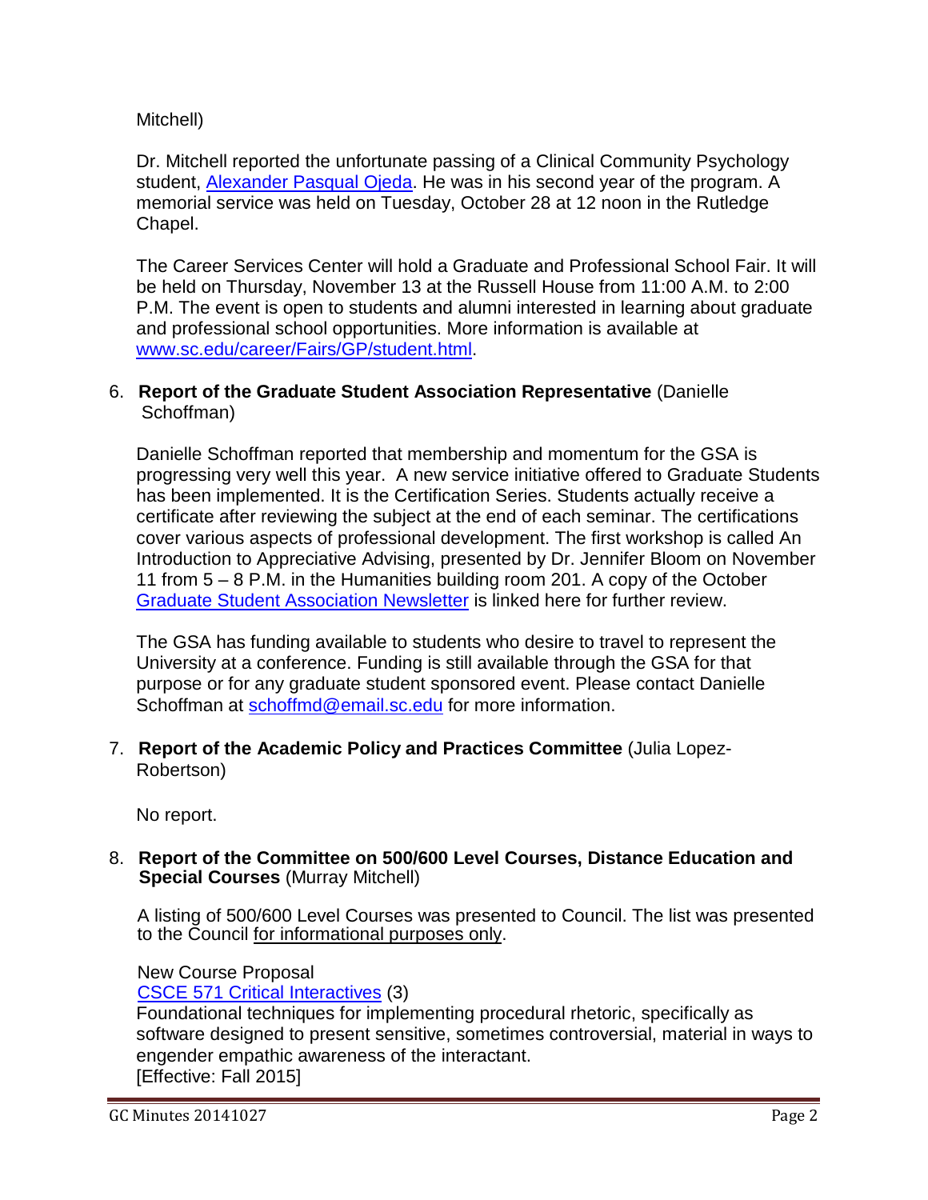Mitchell)

Dr. Mitchell reported the unfortunate passing of a Clinical Community Psychology student, Alexander Pasqual Ojeda. He was in his second year of the program. A memorial service was held on Tuesday, October 28 at 12 noon in the Rutledge Chapel.

The Career Services Center will hold a Graduate and Professional School Fair. It will be held on Thursday, November 13 at the Russell House from 11:00 A.M. to 2:00 P.M. The event is open to students and alumni interested in learning about graduate and professional school opportunities. More information is available at www.sc.edu/career/Fairs/GP/student.html.

6. **Report of the Graduate Student Association Representative** (Danielle Schoffman)

   Danielle Schoffman reported that membership and momentum for the GSA is progressing very well this year. A new service initiative offered to Graduate Students has been implemented. It is the Certification Series. Students actually receive a certificate after reviewing the subject at the end of each seminar. The certifications cover various aspects of professional development. The first workshop is called An Introduction to Appreciative Advising, presented by Dr. Jennifer Bloom on November 11 from 5 – 8 P.M. in the Humanities building room 201. A copy of the October Graduate Student Association Newsletter is linked here for further review.

   The GSA has funding available to students who desire to travel to represent the University at a conference. Funding is still available through the GSA for that purpose or for any graduate student sponsored event. Please contact Danielle Schoffman at schoffmd@email.sc.edu for more information.

7. **Report of the Academic Policy and Practices Committee** (Julia Lopez-Robertson)

   No report.

8. **Report of the Committee on 500/600 Level Courses, Distance Education and Special Courses** (Murray Mitchell)

   A listing of 500/600 Level Courses was presented to Council. The list was presented to the Council for informational purposes only.

   New Course Proposal
   CSCE 571 Critical Interactives (3)
   Foundational techniques for implementing procedural rhetoric, specifically as software designed to present sensitive, sometimes controversial, material in ways to engender empathic awareness of the interactant.
   [Effective: Fall 2015]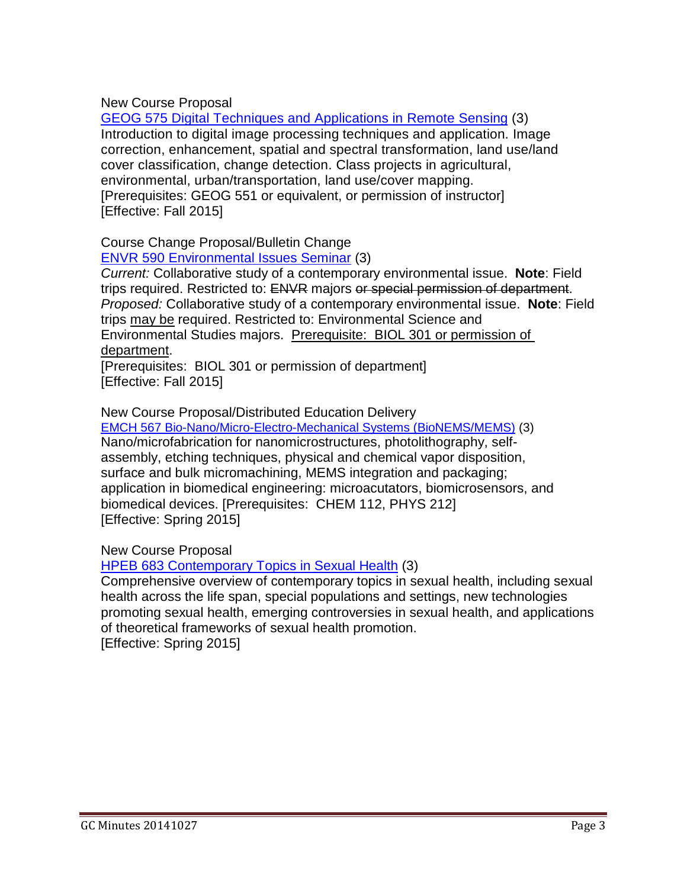New Course Proposal

GEOG 575 Digital Techniques and Applications in Remote Sensing (3)
Introduction to digital image processing techniques and application. Image correction, enhancement, spatial and spectral transformation, land use/land cover classification, change detection. Class projects in agricultural, environmental, urban/transportation, land use/cover mapping.
[Prerequisites: GEOG 551 or equivalent, or permission of instructor]
[Effective: Fall 2015]

Course Change Proposal/Bulletin Change

ENVR 590 Environmental Issues Seminar (3)
*Current:* Collaborative study of a contemporary environmental issue. **Note**: Field trips required. Restricted to: ~~ENVR~~ majors ~~or special permission of department~~.
*Proposed:* Collaborative study of a contemporary environmental issue. **Note**: Field trips <u>may be</u> required. Restricted to: Environmental Science and Environmental Studies majors. <u>Prerequisite: BIOL 301 or permission of department</u>.
[Prerequisites: BIOL 301 or permission of department]
[Effective: Fall 2015]

New Course Proposal/Distributed Education Delivery

EMCH 567 Bio-Nano/Micro-Electro-Mechanical Systems (BioNEMS/MEMS) (3)
Nano/microfabrication for nanomicrostructures, photolithography, self-assembly, etching techniques, physical and chemical vapor disposition, surface and bulk micromachining, MEMS integration and packaging; application in biomedical engineering: microacutators, biomicrosensors, and biomedical devices. [Prerequisites: CHEM 112, PHYS 212]
[Effective: Spring 2015]

New Course Proposal

HPEB 683 Contemporary Topics in Sexual Health (3)
Comprehensive overview of contemporary topics in sexual health, including sexual health across the life span, special populations and settings, new technologies promoting sexual health, emerging controversies in sexual health, and applications of theoretical frameworks of sexual health promotion.
[Effective: Spring 2015]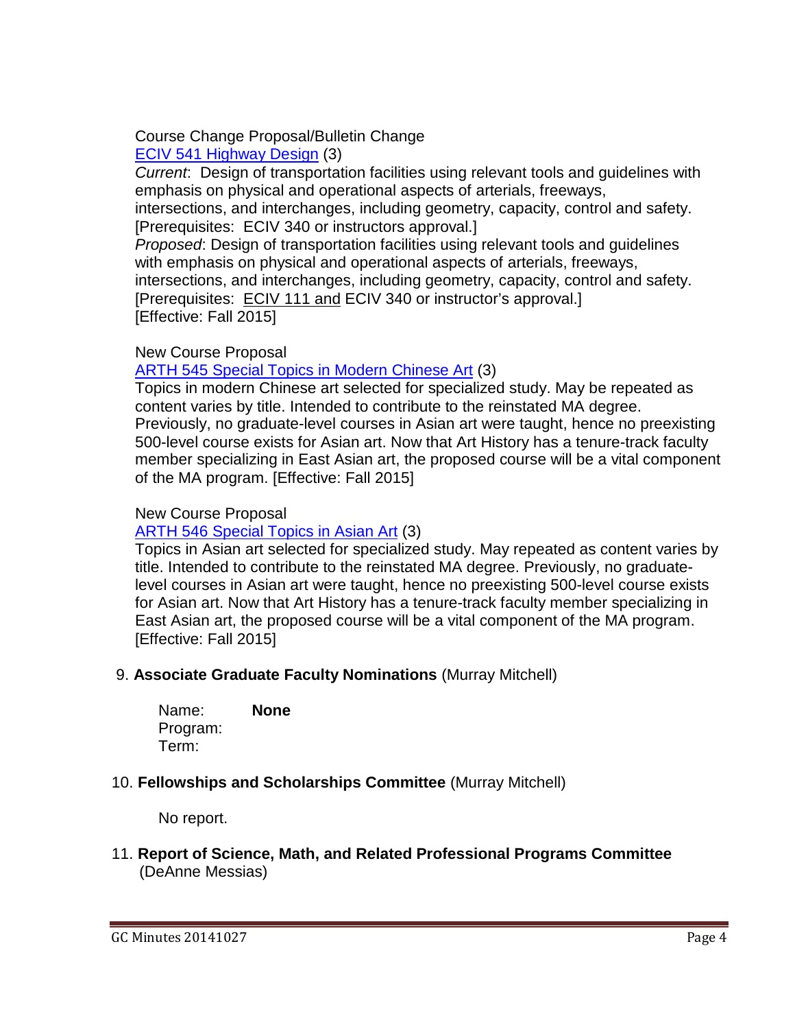Course Change Proposal/Bulletin Change

ECIV 541 Highway Design (3)

*Current*: Design of transportation facilities using relevant tools and guidelines with emphasis on physical and operational aspects of arterials, freeways, intersections, and interchanges, including geometry, capacity, control and safety. [Prerequisites: ECIV 340 or instructors approval.]

*Proposed*: Design of transportation facilities using relevant tools and guidelines with emphasis on physical and operational aspects of arterials, freeways, intersections, and interchanges, including geometry, capacity, control and safety. [Prerequisites: ECIV 111 and ECIV 340 or instructor's approval.] [Effective: Fall 2015]

New Course Proposal

ARTH 545 Special Topics in Modern Chinese Art (3)

Topics in modern Chinese art selected for specialized study. May be repeated as content varies by title. Intended to contribute to the reinstated MA degree. Previously, no graduate-level courses in Asian art were taught, hence no preexisting 500-level course exists for Asian art. Now that Art History has a tenure-track faculty member specializing in East Asian art, the proposed course will be a vital component of the MA program. [Effective: Fall 2015]

New Course Proposal

ARTH 546 Special Topics in Asian Art (3)

Topics in Asian art selected for specialized study. May repeated as content varies by title. Intended to contribute to the reinstated MA degree. Previously, no graduate-level courses in Asian art were taught, hence no preexisting 500-level course exists for Asian art. Now that Art History has a tenure-track faculty member specializing in East Asian art, the proposed course will be a vital component of the MA program. [Effective: Fall 2015]

9. **Associate Graduate Faculty Nominations** (Murray Mitchell)

Name: **None**
Program:
Term:

10. **Fellowships and Scholarships Committee** (Murray Mitchell)

No report.

11. **Report of Science, Math, and Related Professional Programs Committee** (DeAnne Messias)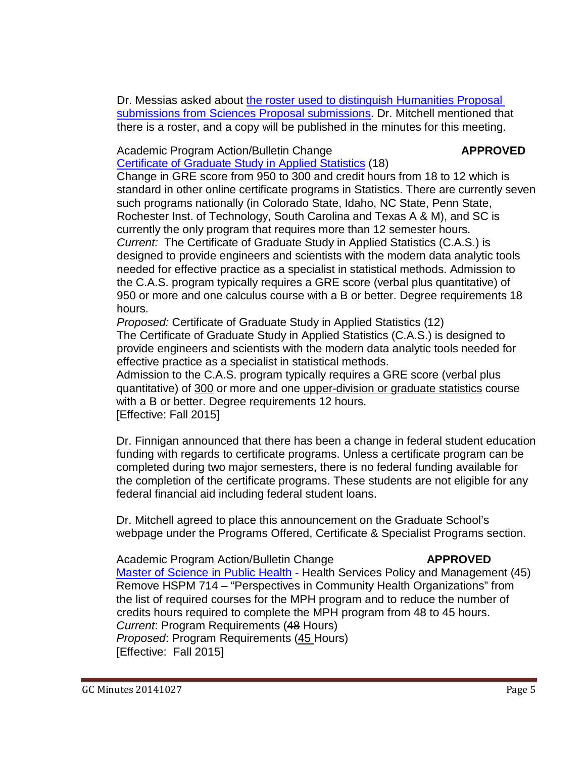Dr. Messias asked about the roster used to distinguish Humanities Proposal submissions from Sciences Proposal submissions. Dr. Mitchell mentioned that there is a roster, and a copy will be published in the minutes for this meeting.

Academic Program Action/Bulletin Change **APPROVED**
Certificate of Graduate Study in Applied Statistics (18)
Change in GRE score from 950 to 300 and credit hours from 18 to 12 which is standard in other online certificate programs in Statistics. There are currently seven such programs nationally (in Colorado State, Idaho, NC State, Penn State, Rochester Inst. of Technology, South Carolina and Texas A & M), and SC is currently the only program that requires more than 12 semester hours.
*Current:* The Certificate of Graduate Study in Applied Statistics (C.A.S.) is designed to provide engineers and scientists with the modern data analytic tools needed for effective practice as a specialist in statistical methods. Admission to the C.A.S. program typically requires a GRE score (verbal plus quantitative) of ~~950~~ or more and one ~~calculus~~ course with a B or better. Degree requirements ~~18~~ hours.
*Proposed:* Certificate of Graduate Study in Applied Statistics (12)
The Certificate of Graduate Study in Applied Statistics (C.A.S.) is designed to provide engineers and scientists with the modern data analytic tools needed for effective practice as a specialist in statistical methods.
Admission to the C.A.S. program typically requires a GRE score (verbal plus quantitative) of <u>300</u> or more and one <u>upper-division or graduate statistics</u> course with a B or better. <u>Degree requirements 12 hours</u>.
[Effective: Fall 2015]

Dr. Finnigan announced that there has been a change in federal student education funding with regards to certificate programs. Unless a certificate program can be completed during two major semesters, there is no federal funding available for the completion of the certificate programs. These students are not eligible for any federal financial aid including federal student loans.

Dr. Mitchell agreed to place this announcement on the Graduate School's webpage under the Programs Offered, Certificate & Specialist Programs section.

Academic Program Action/Bulletin Change **APPROVED**
Master of Science in Public Health - Health Services Policy and Management (45)
Remove HSPM 714 – "Perspectives in Community Health Organizations" from the list of required courses for the MPH program and to reduce the number of credits hours required to complete the MPH program from 48 to 45 hours.
*Current*: Program Requirements (~~48~~ Hours)
*Proposed*: Program Requirements (<u>45</u> Hours)
[Effective: Fall 2015]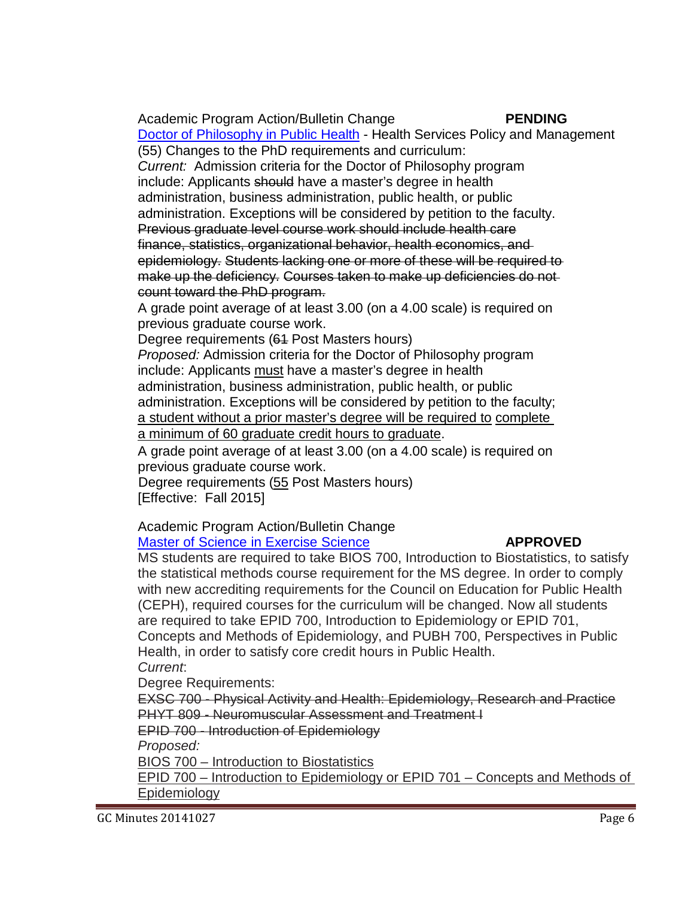Academic Program Action/Bulletin Change **PENDING**

Doctor of Philosophy in Public Health - Health Services Policy and Management (55) Changes to the PhD requirements and curriculum:

*Current:* Admission criteria for the Doctor of Philosophy program include: Applicants ~~should~~ have a master's degree in health administration, business administration, public health, or public administration. Exceptions will be considered by petition to the faculty. ~~Previous graduate level course work should include health care finance, statistics, organizational behavior, health economics, and epidemiology. Students lacking one or more of these will be required to make up the deficiency. Courses taken to make up deficiencies do not count toward the PhD program.~~

A grade point average of at least 3.00 (on a 4.00 scale) is required on previous graduate course work.

Degree requirements (6~~1~~ Post Masters hours)

*Proposed:* Admission criteria for the Doctor of Philosophy program include: Applicants <u>must</u> have a master's degree in health administration, business administration, public health, or public administration. Exceptions will be considered by petition to the faculty; <u>a student without a prior master's degree will be required to complete a minimum of 60 graduate credit hours to graduate</u>.

A grade point average of at least 3.00 (on a 4.00 scale) is required on previous graduate course work.

Degree requirements (<u>55</u> Post Masters hours)

[Effective: Fall 2015]

Academic Program Action/Bulletin Change

Master of Science in Exercise Science **APPROVED**

MS students are required to take BIOS 700, Introduction to Biostatistics, to satisfy the statistical methods course requirement for the MS degree. In order to comply with new accrediting requirements for the Council on Education for Public Health (CEPH), required courses for the curriculum will be changed. Now all students are required to take EPID 700, Introduction to Epidemiology or EPID 701, Concepts and Methods of Epidemiology, and PUBH 700, Perspectives in Public Health, in order to satisfy core credit hours in Public Health.

*Current*:

Degree Requirements:

~~EXSC 700 - Physical Activity and Health: Epidemiology, Research and Practice~~

~~PHYT 809 - Neuromuscular Assessment and Treatment I~~

~~EPID 700 - Introduction of Epidemiology~~

*Proposed:*

<u>BIOS 700 – Introduction to Biostatistics</u>

<u>EPID 700 – Introduction to Epidemiology or EPID 701 – Concepts and Methods of Epidemiology</u>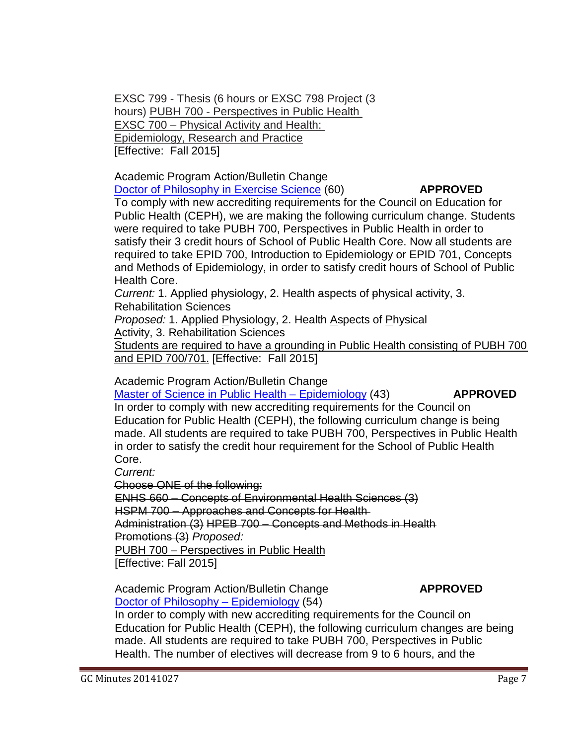EXSC 799 - Thesis (6 hours or EXSC 798 Project (3 hours) <u>PUBH 700 - Perspectives in Public Health</u>
<u>EXSC 700 – Physical Activity and Health: Epidemiology, Research and Practice</u>
[Effective: Fall 2015]

Academic Program Action/Bulletin Change
Doctor of Philosophy in Exercise Science (60) **APPROVED**
To comply with new accrediting requirements for the Council on Education for Public Health (CEPH), we are making the following curriculum change. Students were required to take PUBH 700, Perspectives in Public Health in order to satisfy their 3 credit hours of School of Public Health Core. Now all students are required to take EPID 700, Introduction to Epidemiology or EPID 701, Concepts and Methods of Epidemiology, in order to satisfy credit hours of School of Public Health Core.
*Current:* 1. Applied ~~p~~hysiology, 2. Health ~~a~~spects of ~~p~~hysical ~~a~~ctivity, 3. Rehabilitation Sciences
*Proposed:* 1. Applied <u>P</u>hysiology, 2. Health <u>A</u>spects of <u>P</u>hysical <u>A</u>ctivity, 3. Rehabilitation Sciences
<u>Students are required to have a grounding in Public Health consisting of PUBH 700 and EPID 700/701.</u> [Effective: Fall 2015]

Academic Program Action/Bulletin Change
Master of Science in Public Health – Epidemiology (43) **APPROVED**
In order to comply with new accrediting requirements for the Council on Education for Public Health (CEPH), the following curriculum change is being made. All students are required to take PUBH 700, Perspectives in Public Health in order to satisfy the credit hour requirement for the School of Public Health Core.
*Current:*
~~Choose ONE of the following:~~
~~ENHS 660 – Concepts of Environmental Health Sciences (3)~~
~~HSPM 700 – Approaches and Concepts for Health Administration (3) HPEB 700 – Concepts and Methods in Health Promotions (3)~~ *Proposed:*
<u>PUBH 700 – Perspectives in Public Health</u>
[Effective: Fall 2015]

Academic Program Action/Bulletin Change **APPROVED**
Doctor of Philosophy – Epidemiology (54)
In order to comply with new accrediting requirements for the Council on Education for Public Health (CEPH), the following curriculum changes are being made. All students are required to take PUBH 700, Perspectives in Public Health. The number of electives will decrease from 9 to 6 hours, and the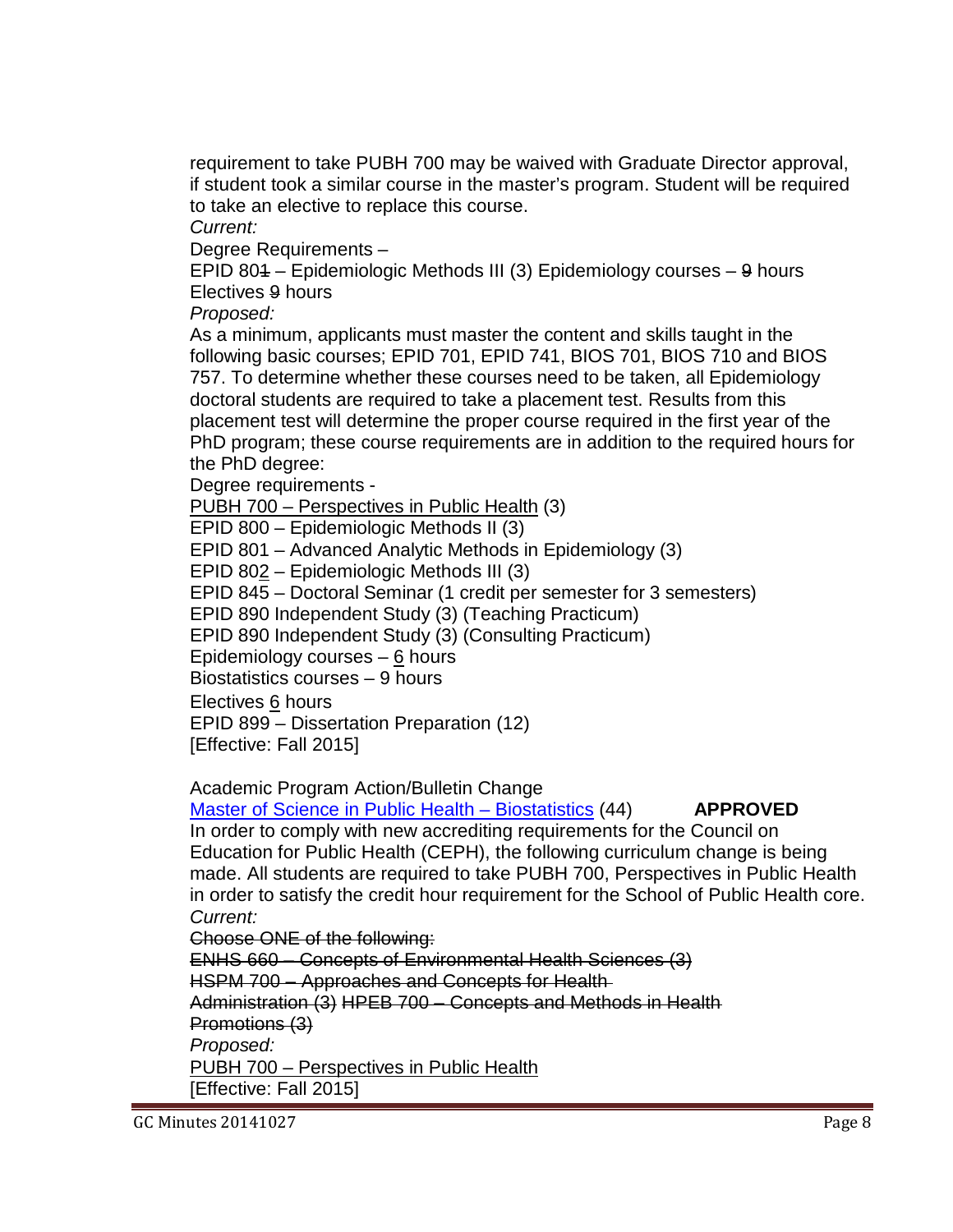requirement to take PUBH 700 may be waived with Graduate Director approval, if student took a similar course in the master's program. Student will be required to take an elective to replace this course.

*Current:*

Degree Requirements –

EPID 80~~1~~ – Epidemiologic Methods III (3) Epidemiology courses – ~~9~~ hours

Electives ~~9~~ hours

*Proposed:*

As a minimum, applicants must master the content and skills taught in the following basic courses; EPID 701, EPID 741, BIOS 701, BIOS 710 and BIOS 757. To determine whether these courses need to be taken, all Epidemiology doctoral students are required to take a placement test. Results from this placement test will determine the proper course required in the first year of the PhD program; these course requirements are in addition to the required hours for the PhD degree:

Degree requirements -

<u>PUBH 700 – Perspectives in Public Health</u> (3)

EPID 800 – Epidemiologic Methods II (3)

EPID 801 – Advanced Analytic Methods in Epidemiology (3)

EPID 80<u>2</u> – Epidemiologic Methods III (3)

EPID 845 – Doctoral Seminar (1 credit per semester for 3 semesters)

EPID 890 Independent Study (3) (Teaching Practicum)

EPID 890 Independent Study (3) (Consulting Practicum)

Epidemiology courses – <u>6</u> hours

Biostatistics courses – 9 hours

Electives <u>6</u> hours

EPID 899 – Dissertation Preparation (12)

[Effective: Fall 2015]

Academic Program Action/Bulletin Change

Master of Science in Public Health – Biostatistics (44) **APPROVED**

In order to comply with new accrediting requirements for the Council on Education for Public Health (CEPH), the following curriculum change is being made. All students are required to take PUBH 700, Perspectives in Public Health in order to satisfy the credit hour requirement for the School of Public Health core.

*Current:*

~~Choose ONE of the following:~~

~~ENHS 660 – Concepts of Environmental Health Sciences (3)~~

~~HSPM 700 – Approaches and Concepts for Health Administration (3)~~ ~~HPEB 700 – Concepts and Methods in Health Promotions (3)~~

*Proposed:*

<u>PUBH 700 – Perspectives in Public Health</u>

[Effective: Fall 2015]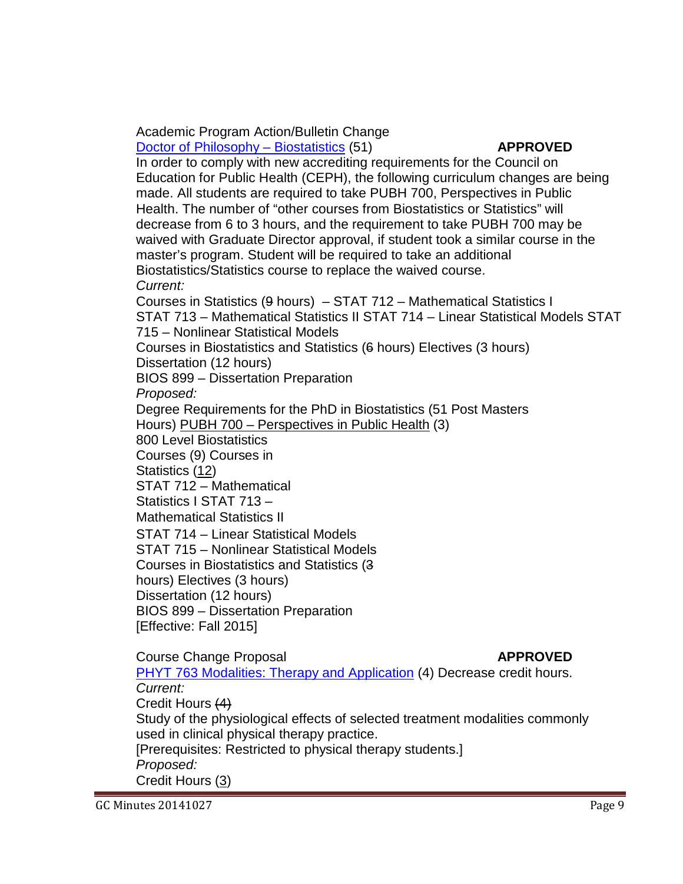Academic Program Action/Bulletin Change

Doctor of Philosophy – Biostatistics (51) **APPROVED**

In order to comply with new accrediting requirements for the Council on Education for Public Health (CEPH), the following curriculum changes are being made. All students are required to take PUBH 700, Perspectives in Public Health. The number of "other courses from Biostatistics or Statistics" will decrease from 6 to 3 hours, and the requirement to take PUBH 700 may be waived with Graduate Director approval, if student took a similar course in the master's program. Student will be required to take an additional Biostatistics/Statistics course to replace the waived course.

*Current:*

Courses in Statistics (~~9~~ hours) – STAT 712 – Mathematical Statistics I STAT 713 – Mathematical Statistics II STAT 714 – Linear Statistical Models STAT 715 – Nonlinear Statistical Models

Courses in Biostatistics and Statistics (~~6~~ hours) Electives (3 hours)

Dissertation (12 hours)

BIOS 899 – Dissertation Preparation

*Proposed:*

Degree Requirements for the PhD in Biostatistics (51 Post Masters Hours) PUBH 700 – Perspectives in Public Health (3)

800 Level Biostatistics Courses (9) Courses in Statistics (12)

STAT 712 – Mathematical Statistics I STAT 713 – Mathematical Statistics II

STAT 714 – Linear Statistical Models

STAT 715 – Nonlinear Statistical Models

Courses in Biostatistics and Statistics (~~3~~ hours) Electives (3 hours)

Dissertation (12 hours)

BIOS 899 – Dissertation Preparation

[Effective: Fall 2015]

Course Change Proposal **APPROVED**

PHYT 763 Modalities: Therapy and Application (4) Decrease credit hours.

*Current:*

Credit Hours ~~(4)~~

Study of the physiological effects of selected treatment modalities commonly used in clinical physical therapy practice.

[Prerequisites: Restricted to physical therapy students.]

*Proposed:*

Credit Hours (3)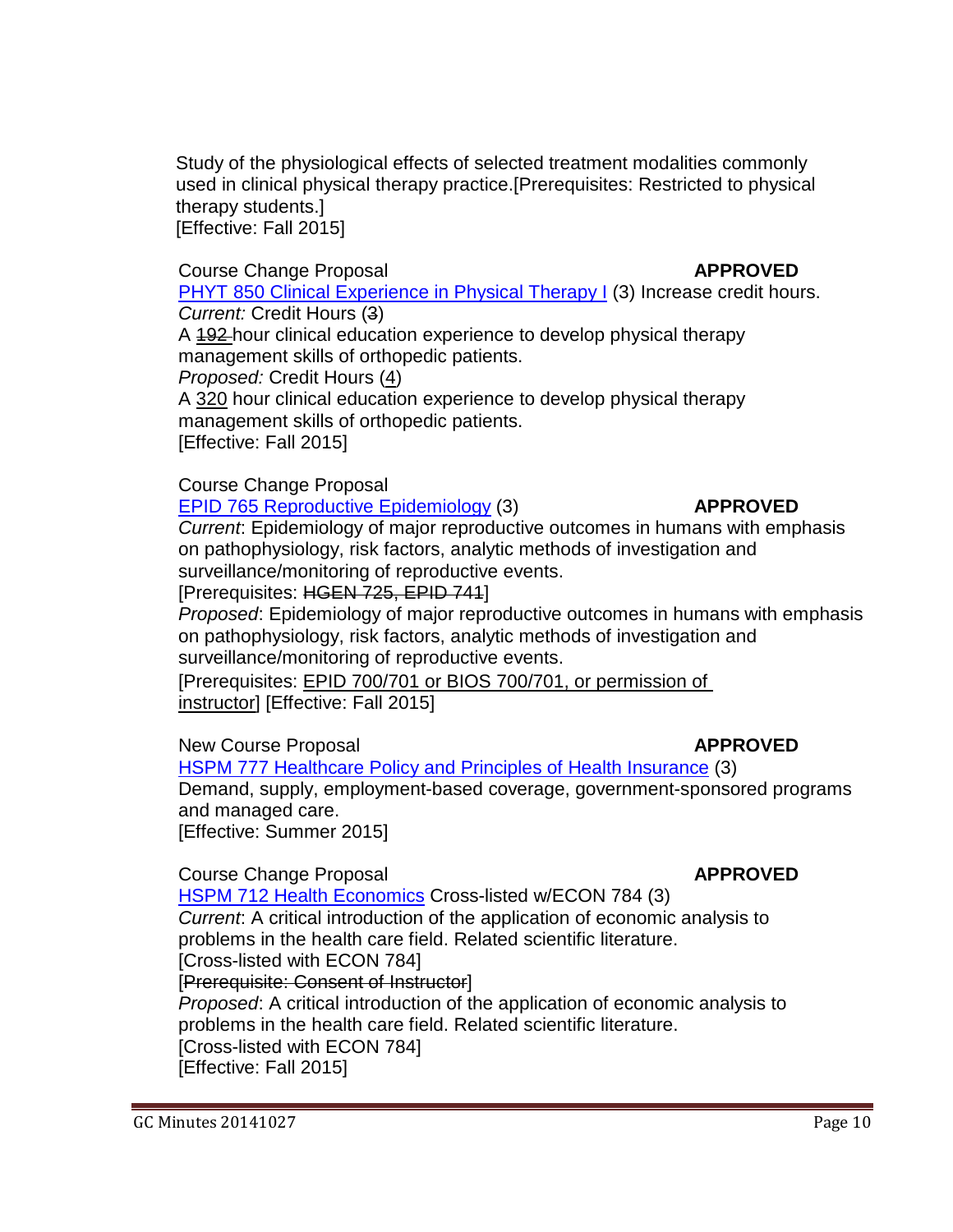Study of the physiological effects of selected treatment modalities commonly used in clinical physical therapy practice.[Prerequisites: Restricted to physical therapy students.]
[Effective: Fall 2015]

Course Change Proposal **APPROVED**
PHYT 850 Clinical Experience in Physical Therapy I (3) Increase credit hours.
*Current:* Credit Hours (~~3~~)
A ~~192~~ hour clinical education experience to develop physical therapy management skills of orthopedic patients.
*Proposed:* Credit Hours (<u>4</u>)
A <u>320</u> hour clinical education experience to develop physical therapy management skills of orthopedic patients.
[Effective: Fall 2015]

Course Change Proposal
EPID 765 Reproductive Epidemiology (3) **APPROVED**
*Current*: Epidemiology of major reproductive outcomes in humans with emphasis on pathophysiology, risk factors, analytic methods of investigation and surveillance/monitoring of reproductive events.
[Prerequisites: ~~HGEN 725, EPID 741~~]
*Proposed*: Epidemiology of major reproductive outcomes in humans with emphasis on pathophysiology, risk factors, analytic methods of investigation and surveillance/monitoring of reproductive events.
[Prerequisites: <u>EPID 700/701 or BIOS 700/701, or permission of instructor</u>] [Effective: Fall 2015]

New Course Proposal **APPROVED**
HSPM 777 Healthcare Policy and Principles of Health Insurance (3)
Demand, supply, employment-based coverage, government-sponsored programs and managed care.
[Effective: Summer 2015]

Course Change Proposal **APPROVED**
HSPM 712 Health Economics Cross-listed w/ECON 784 (3)
*Current*: A critical introduction of the application of economic analysis to problems in the health care field. Related scientific literature.
[Cross-listed with ECON 784]
[~~Prerequisite: Consent of Instructor~~]
*Proposed*: A critical introduction of the application of economic analysis to problems in the health care field. Related scientific literature.
[Cross-listed with ECON 784]
[Effective: Fall 2015]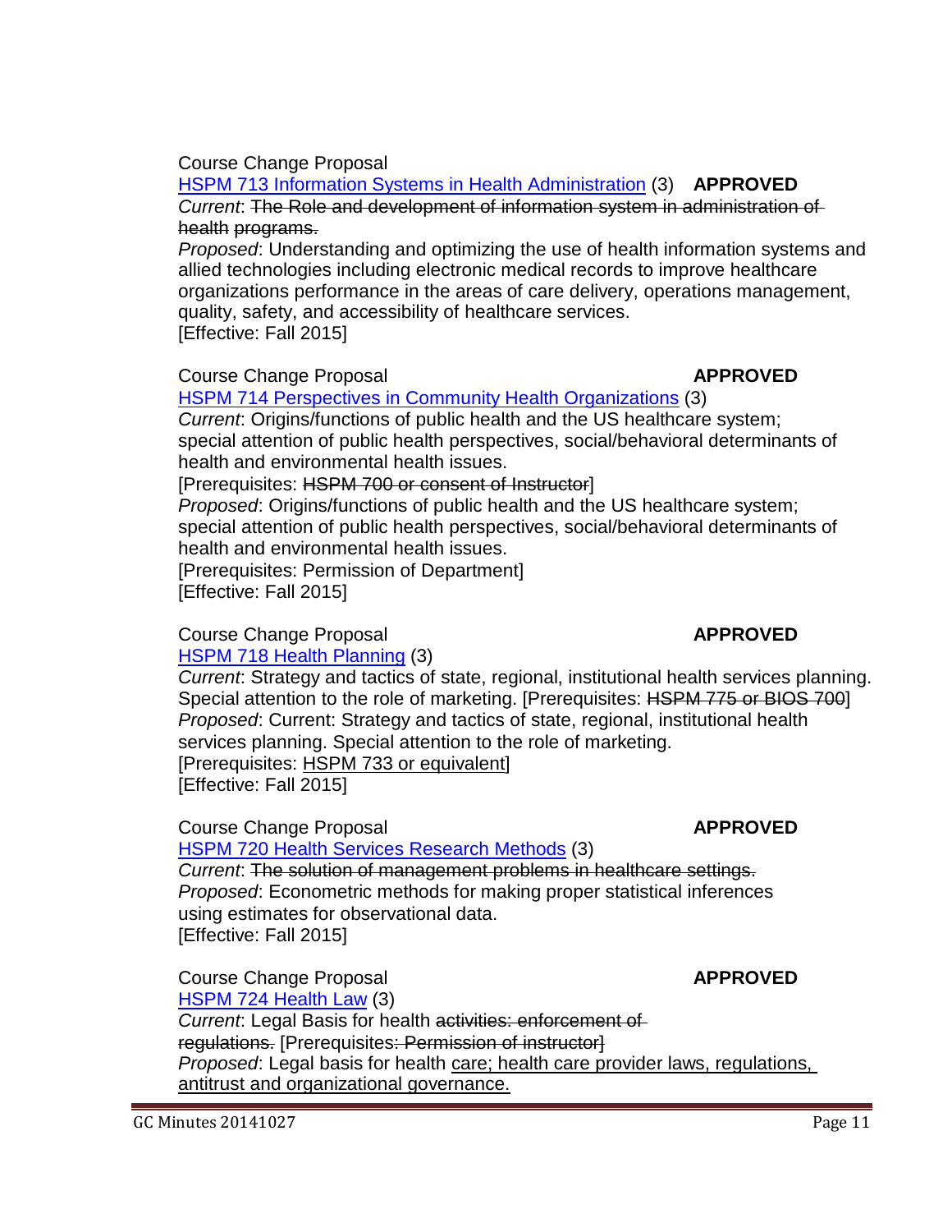Course Change Proposal

HSPM 713 Information Systems in Health Administration (3) **APPROVED**

*Current*: ~~The Role and development of information system in administration of health programs.~~

*Proposed*: Understanding and optimizing the use of health information systems and allied technologies including electronic medical records to improve healthcare organizations performance in the areas of care delivery, operations management, quality, safety, and accessibility of healthcare services.

[Effective: Fall 2015]

Course Change Proposal **APPROVED**

HSPM 714 Perspectives in Community Health Organizations (3)

*Current*: Origins/functions of public health and the US healthcare system; special attention of public health perspectives, social/behavioral determinants of health and environmental health issues.

[Prerequisites: ~~HSPM 700 or consent of Instructor~~]

*Proposed*: Origins/functions of public health and the US healthcare system; special attention of public health perspectives, social/behavioral determinants of health and environmental health issues.

[Prerequisites: Permission of Department]

[Effective: Fall 2015]

Course Change Proposal **APPROVED**

HSPM 718 Health Planning (3)

*Current*: Strategy and tactics of state, regional, institutional health services planning. Special attention to the role of marketing. [Prerequisites: ~~HSPM 775 or BIOS 700~~]

*Proposed*: Current: Strategy and tactics of state, regional, institutional health services planning. Special attention to the role of marketing.

[Prerequisites: <u>HSPM 733 or equivalent</u>]

[Effective: Fall 2015]

Course Change Proposal **APPROVED**

HSPM 720 Health Services Research Methods (3)

*Current*: ~~The solution of management problems in healthcare settings.~~

*Proposed*: Econometric methods for making proper statistical inferences using estimates for observational data.

[Effective: Fall 2015]

Course Change Proposal **APPROVED**

HSPM 724 Health Law (3)

*Current*: Legal Basis for health ~~activities: enforcement of regulations.~~ [Prerequisites~~: Permission of instructor~~]

*Proposed*: Legal basis for health <u>care; health care provider laws, regulations, antitrust and organizational governance.</u>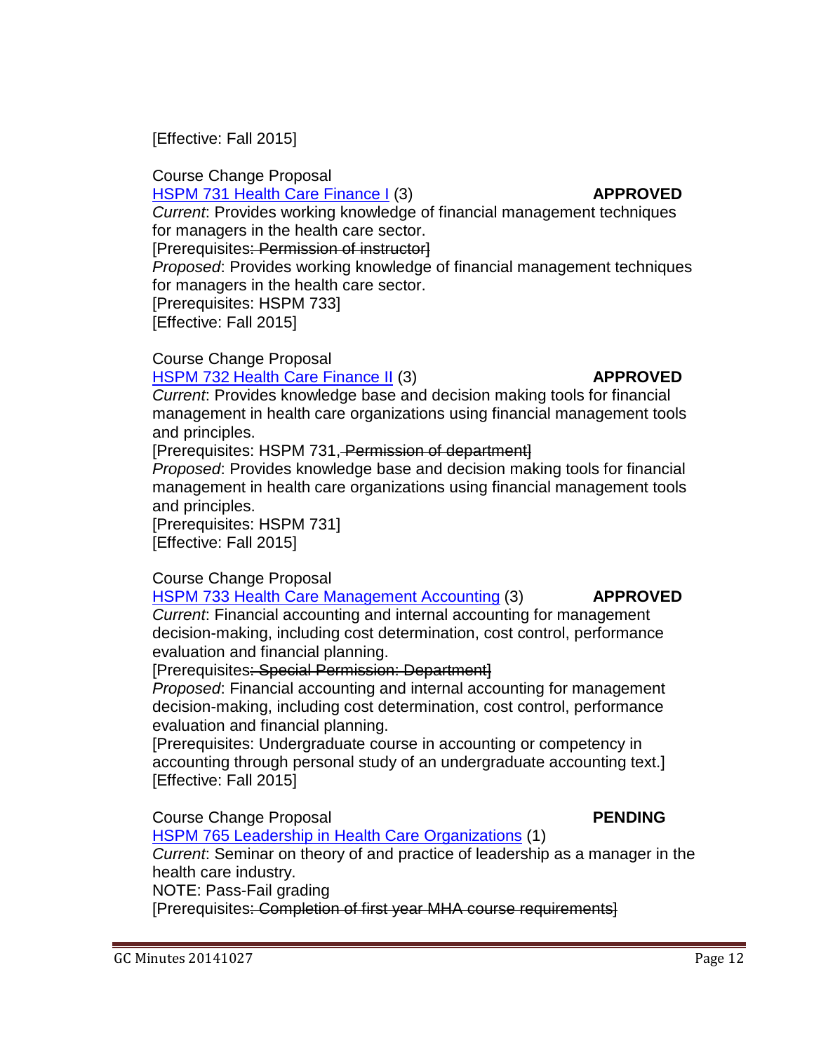[Effective: Fall 2015]

Course Change Proposal
[HSPM 731 Health Care Finance I](#) (3) **APPROVED**
*Current*: Provides working knowledge of financial management techniques for managers in the health care sector.
[Prerequisites~~: Permission of instructor~~]
*Proposed*: Provides working knowledge of financial management techniques for managers in the health care sector.
[Prerequisites: HSPM 733]
[Effective: Fall 2015]

Course Change Proposal
[HSPM 732 Health Care Finance II](#) (3) **APPROVED**
*Current*: Provides knowledge base and decision making tools for financial management in health care organizations using financial management tools and principles.
[Prerequisites: HSPM 731~~, Permission of department~~]
*Proposed*: Provides knowledge base and decision making tools for financial management in health care organizations using financial management tools and principles.
[Prerequisites: HSPM 731]
[Effective: Fall 2015]

Course Change Proposal
[HSPM 733 Health Care Management Accounting](#) (3) **APPROVED**
*Current*: Financial accounting and internal accounting for management decision-making, including cost determination, cost control, performance evaluation and financial planning.
[Prerequisites~~: Special Permission: Department~~]
*Proposed*: Financial accounting and internal accounting for management decision-making, including cost determination, cost control, performance evaluation and financial planning.
[Prerequisites: Undergraduate course in accounting or competency in accounting through personal study of an undergraduate accounting text.]
[Effective: Fall 2015]

Course Change Proposal **PENDING**
[HSPM 765 Leadership in Health Care Organizations](#) (1)
*Current*: Seminar on theory of and practice of leadership as a manager in the health care industry.
NOTE: Pass-Fail grading
[Prerequisites~~: Completion of first year MHA course requirements~~]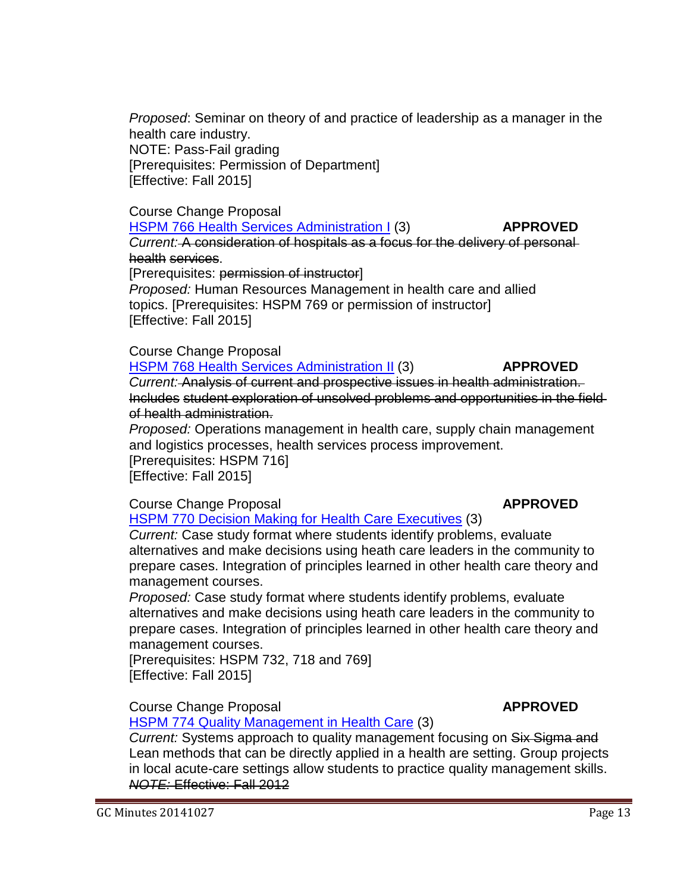*Proposed*: Seminar on theory of and practice of leadership as a manager in the health care industry.
NOTE: Pass-Fail grading
[Prerequisites: Permission of Department]
[Effective: Fall 2015]

Course Change Proposal
HSPM 766 Health Services Administration I (3) **APPROVED**
*Current:* ~~A consideration of hospitals as a focus for the delivery of personal health services~~.
[Prerequisites: ~~permission of instructor~~]
*Proposed:* Human Resources Management in health care and allied topics. [Prerequisites: HSPM 769 or permission of instructor]
[Effective: Fall 2015]

Course Change Proposal
HSPM 768 Health Services Administration II (3) **APPROVED**
*Current:* ~~Analysis of current and prospective issues in health administration. Includes student exploration of unsolved problems and opportunities in the field of health administration.~~
*Proposed:* Operations management in health care, supply chain management and logistics processes, health services process improvement.
[Prerequisites: HSPM 716]
[Effective: Fall 2015]

Course Change Proposal **APPROVED**
HSPM 770 Decision Making for Health Care Executives (3)
*Current:* Case study format where students identify problems, evaluate alternatives and make decisions using heath care leaders in the community to prepare cases. Integration of principles learned in other health care theory and management courses.
*Proposed:* Case study format where students identify problems, evaluate alternatives and make decisions using heath care leaders in the community to prepare cases. Integration of principles learned in other health care theory and management courses.
[Prerequisites: HSPM 732, 718 and 769]
[Effective: Fall 2015]

Course Change Proposal **APPROVED**
HSPM 774 Quality Management in Health Care (3)
*Current:* Systems approach to quality management focusing on ~~Six Sigma and~~ Lean methods that can be directly applied in a health are setting. Group projects in local acute-care settings allow students to practice quality management skills.
~~*NOTE:* Effective: Fall 2012~~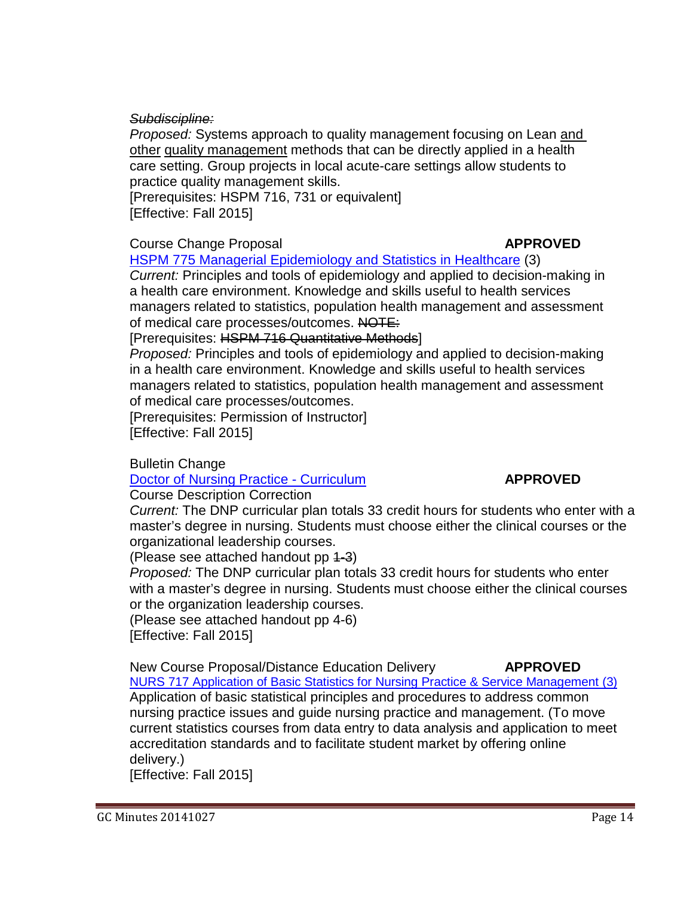~~*Subdiscipline:*~~
*Proposed:* Systems approach to quality management focusing on Lean <u>and other</u> <u>quality management</u> methods that can be directly applied in a health care setting. Group projects in local acute-care settings allow students to practice quality management skills.
[Prerequisites: HSPM 716, 731 or equivalent]
[Effective: Fall 2015]

Course Change Proposal **APPROVED**
HSPM 775 Managerial Epidemiology and Statistics in Healthcare (3)
*Current:* Principles and tools of epidemiology and applied to decision-making in a health care environment. Knowledge and skills useful to health services managers related to statistics, population health management and assessment of medical care processes/outcomes. ~~NOTE:~~
[Prerequisites: ~~HSPM 716 Quantitative Methods~~]
*Proposed:* Principles and tools of epidemiology and applied to decision-making in a health care environment. Knowledge and skills useful to health services managers related to statistics, population health management and assessment of medical care processes/outcomes.
[Prerequisites: Permission of Instructor]
[Effective: Fall 2015]

Bulletin Change
Doctor of Nursing Practice - Curriculum **APPROVED**
Course Description Correction
*Current:* The DNP curricular plan totals 33 credit hours for students who enter with a master's degree in nursing. Students must choose either the clinical courses or the organizational leadership courses.
(Please see attached handout pp ~~1-3~~)
*Proposed:* The DNP curricular plan totals 33 credit hours for students who enter with a master's degree in nursing. Students must choose either the clinical courses or the organization leadership courses.
(Please see attached handout pp 4-6)
[Effective: Fall 2015]

New Course Proposal/Distance Education Delivery **APPROVED**
NURS 717 Application of Basic Statistics for Nursing Practice & Service Management (3)
Application of basic statistical principles and procedures to address common nursing practice issues and guide nursing practice and management. (To move current statistics courses from data entry to data analysis and application to meet accreditation standards and to facilitate student market by offering online delivery.)
[Effective: Fall 2015]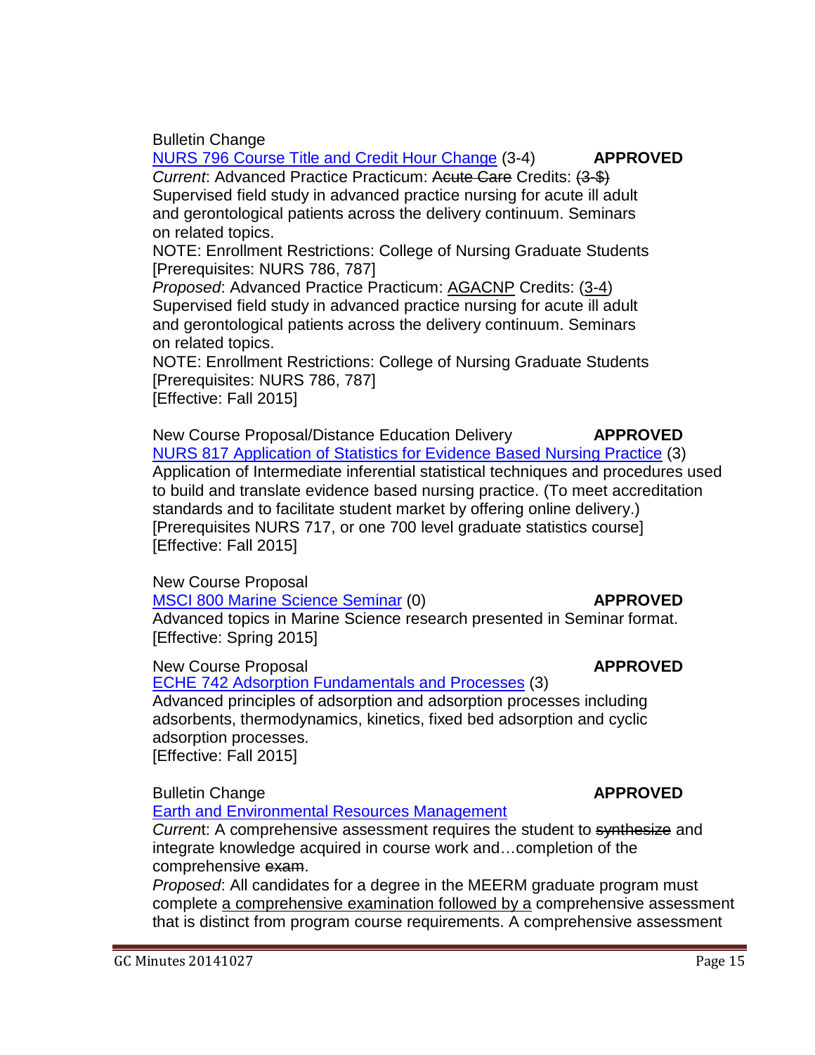Bulletin Change

NURS 796 Course Title and Credit Hour Change (3-4) **APPROVED**

*Current*: Advanced Practice Practicum: ~~Acute Care~~ Credits: ~~(3-$)~~
Supervised field study in advanced practice nursing for acute ill adult and gerontological patients across the delivery continuum. Seminars on related topics.
NOTE: Enrollment Restrictions: College of Nursing Graduate Students
[Prerequisites: NURS 786, 787]

*Proposed*: Advanced Practice Practicum: AGACNP Credits: (3-4)
Supervised field study in advanced practice nursing for acute ill adult and gerontological patients across the delivery continuum. Seminars on related topics.
NOTE: Enrollment Restrictions: College of Nursing Graduate Students
[Prerequisites: NURS 786, 787]
[Effective: Fall 2015]

New Course Proposal/Distance Education Delivery **APPROVED**

NURS 817 Application of Statistics for Evidence Based Nursing Practice (3)
Application of Intermediate inferential statistical techniques and procedures used to build and translate evidence based nursing practice. (To meet accreditation standards and to facilitate student market by offering online delivery.)
[Prerequisites NURS 717, or one 700 level graduate statistics course]
[Effective: Fall 2015]

New Course Proposal

MSCI 800 Marine Science Seminar (0) **APPROVED**
Advanced topics in Marine Science research presented in Seminar format.
[Effective: Spring 2015]

New Course Proposal **APPROVED**

ECHE 742 Adsorption Fundamentals and Processes (3)
Advanced principles of adsorption and adsorption processes including adsorbents, thermodynamics, kinetics, fixed bed adsorption and cyclic adsorption processes.
[Effective: Fall 2015]

Bulletin Change **APPROVED**

Earth and Environmental Resources Management

*Current*: A comprehensive assessment requires the student to ~~synthesize~~ and integrate knowledge acquired in course work and…completion of the comprehensive ~~exam~~.

*Proposed*: All candidates for a degree in the MEERM graduate program must complete a comprehensive examination followed by a comprehensive assessment that is distinct from program course requirements. A comprehensive assessment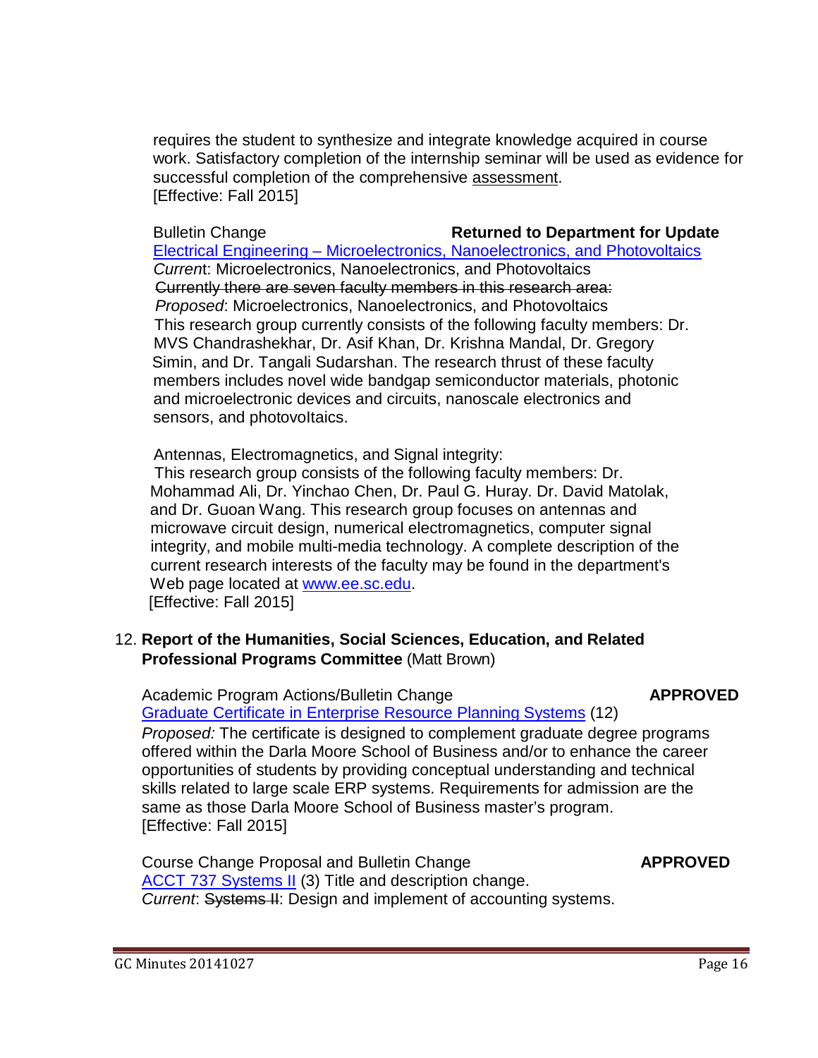requires the student to synthesize and integrate knowledge acquired in course work. Satisfactory completion of the internship seminar will be used as evidence for successful completion of the comprehensive assessment.
[Effective: Fall 2015]

Bulletin Change **Returned to Department for Update**
Electrical Engineering – Microelectronics, Nanoelectronics, and Photovoltaics
*Current*: Microelectronics, Nanoelectronics, and Photovoltaics
~~Currently there are seven faculty members in this research area:~~
*Proposed*: Microelectronics, Nanoelectronics, and Photovoltaics
This research group currently consists of the following faculty members: Dr. MVS Chandrashekhar, Dr. Asif Khan, Dr. Krishna Mandal, Dr. Gregory Simin, and Dr. Tangali Sudarshan. The research thrust of these faculty members includes novel wide bandgap semiconductor materials, photonic and microelectronic devices and circuits, nanoscale electronics and sensors, and photovoltaics.

Antennas, Electromagnetics, and Signal integrity:
This research group consists of the following faculty members: Dr. Mohammad Ali, Dr. Yinchao Chen, Dr. Paul G. Huray. Dr. David Matolak, and Dr. Guoan Wang. This research group focuses on antennas and microwave circuit design, numerical electromagnetics, computer signal integrity, and mobile multi-media technology. A complete description of the current research interests of the faculty may be found in the department's Web page located at www.ee.sc.edu.
[Effective: Fall 2015]

12. **Report of the Humanities, Social Sciences, Education, and Related Professional Programs Committee** (Matt Brown)

Academic Program Actions/Bulletin Change **APPROVED**
Graduate Certificate in Enterprise Resource Planning Systems (12)
*Proposed:* The certificate is designed to complement graduate degree programs offered within the Darla Moore School of Business and/or to enhance the career opportunities of students by providing conceptual understanding and technical skills related to large scale ERP systems. Requirements for admission are the same as those Darla Moore School of Business master's program.
[Effective: Fall 2015]

Course Change Proposal and Bulletin Change **APPROVED**
ACCT 737 Systems II (3) Title and description change.
*Current*: ~~Systems II~~: Design and implement of accounting systems.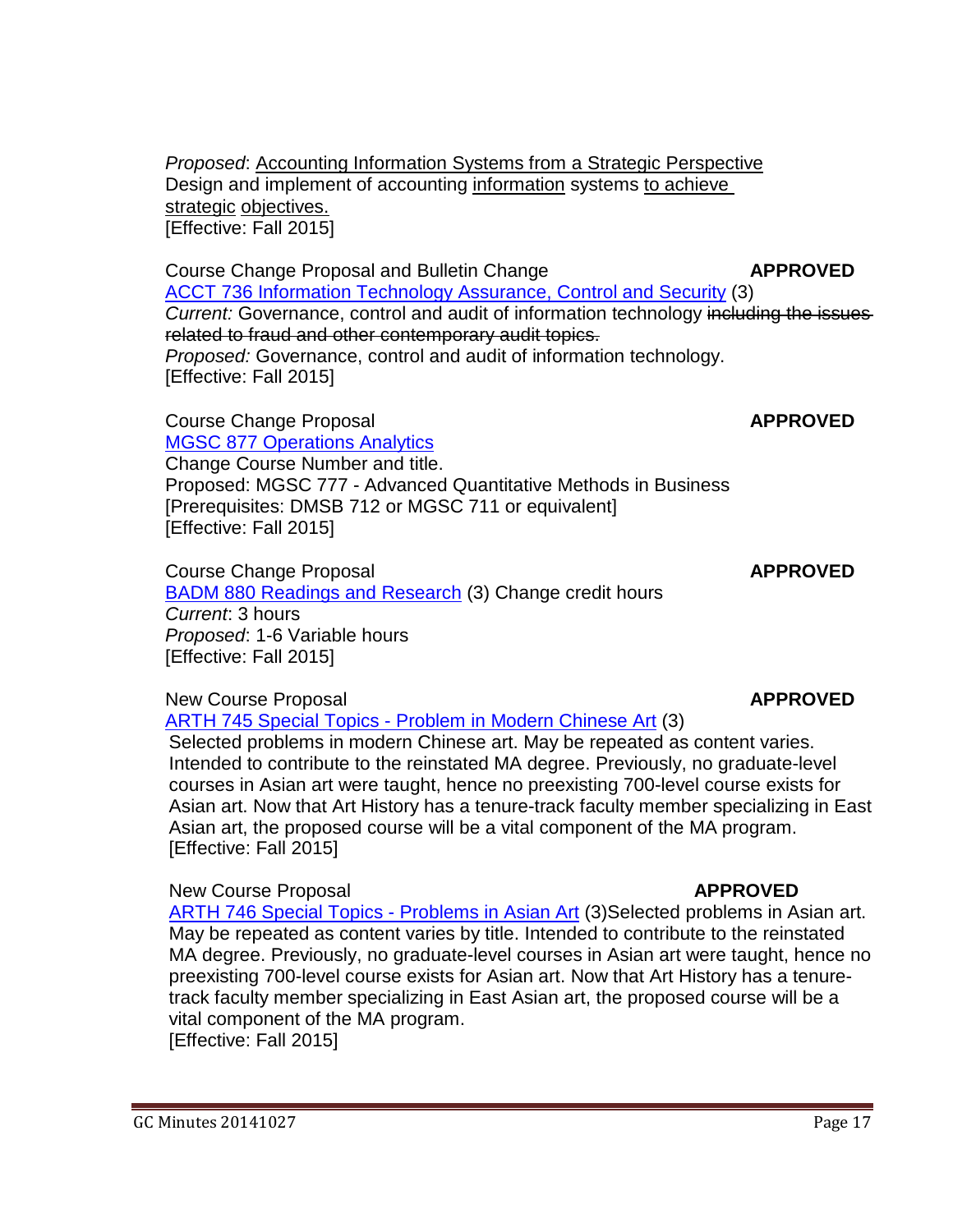*Proposed*: <u>Accounting Information Systems from a Strategic Perspective</u>
Design and implement of accounting <u>information</u> systems <u>to achieve strategic</u> <u>objectives.</u>
[Effective: Fall 2015]

Course Change Proposal and Bulletin Change **APPROVED**
ACCT 736 Information Technology Assurance, Control and Security (3)
*Current:* Governance, control and audit of information technology ~~including the issues related to fraud and other contemporary audit topics.~~
*Proposed:* Governance, control and audit of information technology.
[Effective: Fall 2015]

Course Change Proposal **APPROVED**
MGSC 877 Operations Analytics
Change Course Number and title.
Proposed: MGSC 777 - Advanced Quantitative Methods in Business
[Prerequisites: DMSB 712 or MGSC 711 or equivalent]
[Effective: Fall 2015]

Course Change Proposal **APPROVED**
BADM 880 Readings and Research (3) Change credit hours
*Current*: 3 hours
*Proposed*: 1-6 Variable hours
[Effective: Fall 2015]

New Course Proposal **APPROVED**
ARTH 745 Special Topics - Problem in Modern Chinese Art (3)
Selected problems in modern Chinese art. May be repeated as content varies. Intended to contribute to the reinstated MA degree. Previously, no graduate-level courses in Asian art were taught, hence no preexisting 700-level course exists for Asian art. Now that Art History has a tenure-track faculty member specializing in East Asian art, the proposed course will be a vital component of the MA program.
[Effective: Fall 2015]

New Course Proposal **APPROVED**
ARTH 746 Special Topics - Problems in Asian Art (3)Selected problems in Asian art. May be repeated as content varies by title. Intended to contribute to the reinstated MA degree. Previously, no graduate-level courses in Asian art were taught, hence no preexisting 700-level course exists for Asian art. Now that Art History has a tenure-track faculty member specializing in East Asian art, the proposed course will be a vital component of the MA program.
[Effective: Fall 2015]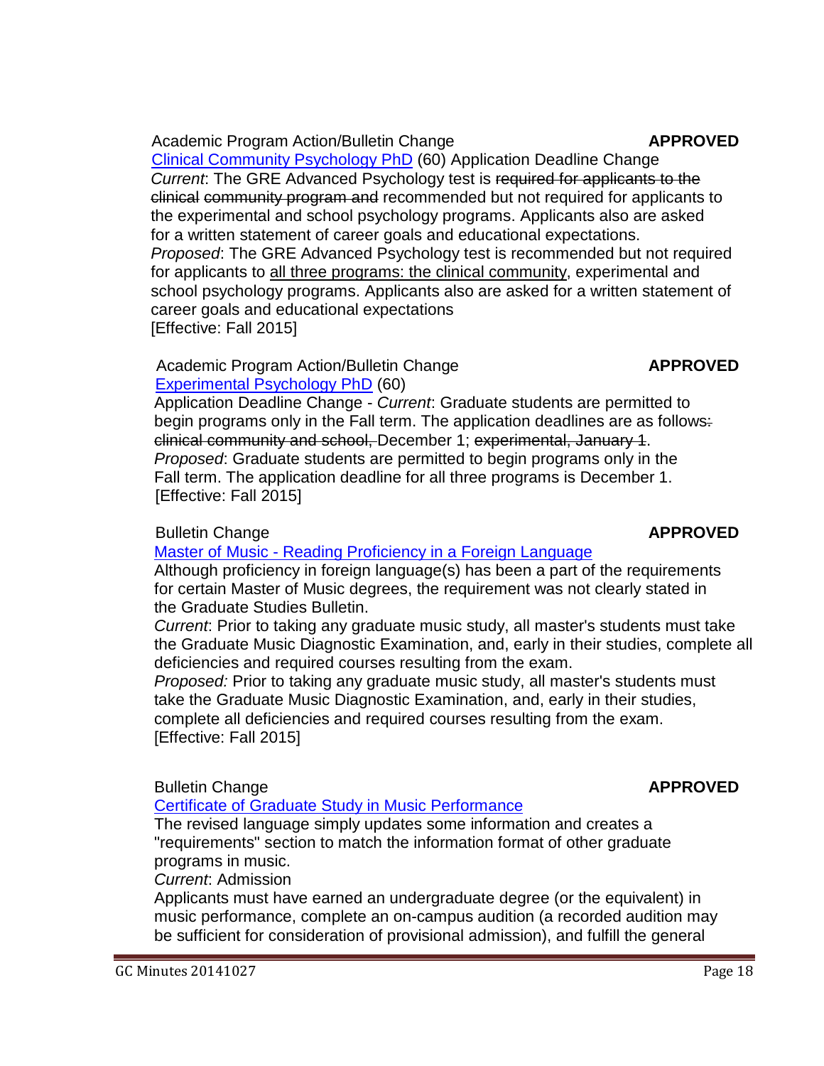Academic Program Action/Bulletin Change **APPROVED**

Clinical Community Psychology PhD (60) Application Deadline Change

*Current*: The GRE Advanced Psychology test is ~~required for applicants to the clinical community program and~~ recommended but not required for applicants to the experimental and school psychology programs. Applicants also are asked for a written statement of career goals and educational expectations.

*Proposed*: The GRE Advanced Psychology test is recommended but not required for applicants to <u>all three programs: the clinical community</u>, experimental and school psychology programs. Applicants also are asked for a written statement of career goals and educational expectations

[Effective: Fall 2015]

Academic Program Action/Bulletin Change **APPROVED**

Experimental Psychology PhD (60)

Application Deadline Change - *Current*: Graduate students are permitted to begin programs only in the Fall term. The application deadlines are as follows~~:~~ ~~clinical community and school,~~ December 1; ~~experimental, January 1~~.

*Proposed*: Graduate students are permitted to begin programs only in the Fall term. The application deadline for all three programs is December 1.

[Effective: Fall 2015]

Bulletin Change **APPROVED**

Master of Music - Reading Proficiency in a Foreign Language

Although proficiency in foreign language(s) has been a part of the requirements for certain Master of Music degrees, the requirement was not clearly stated in the Graduate Studies Bulletin.

*Current*: Prior to taking any graduate music study, all master's students must take the Graduate Music Diagnostic Examination, and, early in their studies, complete all deficiencies and required courses resulting from the exam.

*Proposed:* Prior to taking any graduate music study, all master's students must take the Graduate Music Diagnostic Examination, and, early in their studies, complete all deficiencies and required courses resulting from the exam.

[Effective: Fall 2015]

Bulletin Change **APPROVED**

Certificate of Graduate Study in Music Performance

The revised language simply updates some information and creates a "requirements" section to match the information format of other graduate programs in music.

*Current*: Admission

Applicants must have earned an undergraduate degree (or the equivalent) in music performance, complete an on-campus audition (a recorded audition may be sufficient for consideration of provisional admission), and fulfill the general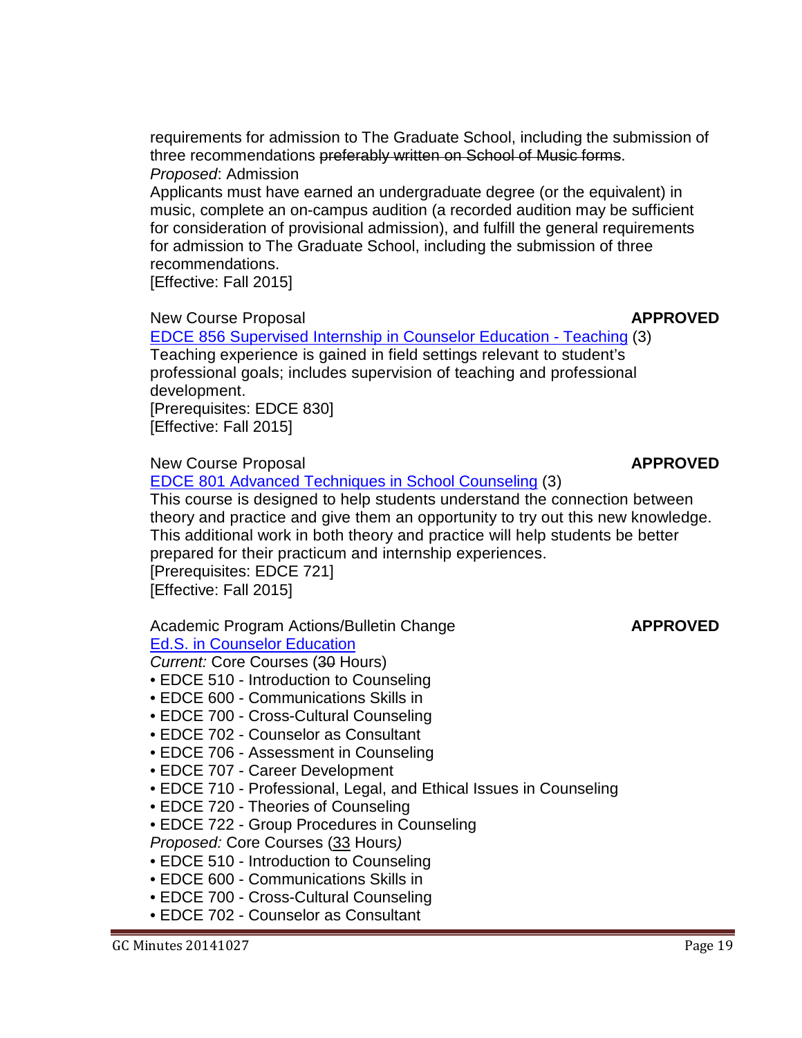requirements for admission to The Graduate School, including the submission of three recommendations ~~preferably written on School of Music forms~~.

*Proposed*: Admission

Applicants must have earned an undergraduate degree (or the equivalent) in music, complete an on-campus audition (a recorded audition may be sufficient for consideration of provisional admission), and fulfill the general requirements for admission to The Graduate School, including the submission of three recommendations.

[Effective: Fall 2015]

New Course Proposal **APPROVED**

EDCE 856 Supervised Internship in Counselor Education - Teaching (3)

Teaching experience is gained in field settings relevant to student's professional goals; includes supervision of teaching and professional development.

[Prerequisites: EDCE 830]

[Effective: Fall 2015]

New Course Proposal **APPROVED**

EDCE 801 Advanced Techniques in School Counseling (3)

This course is designed to help students understand the connection between theory and practice and give them an opportunity to try out this new knowledge. This additional work in both theory and practice will help students be better prepared for their practicum and internship experiences.

[Prerequisites: EDCE 721]

[Effective: Fall 2015]

Academic Program Actions/Bulletin Change **APPROVED**

Ed.S. in Counselor Education

*Current:* Core Courses (3~~0~~ Hours)

- EDCE 510 - Introduction to Counseling
- EDCE 600 - Communications Skills in
- EDCE 700 - Cross-Cultural Counseling
- EDCE 702 - Counselor as Consultant
- EDCE 706 - Assessment in Counseling
- EDCE 707 - Career Development
- EDCE 710 - Professional, Legal, and Ethical Issues in Counseling
- EDCE 720 - Theories of Counseling
- EDCE 722 - Group Procedures in Counseling

*Proposed:* Core Courses (<u>33</u> Hours*)*

- EDCE 510 - Introduction to Counseling
- EDCE 600 - Communications Skills in
- EDCE 700 - Cross-Cultural Counseling
- EDCE 702 - Counselor as Consultant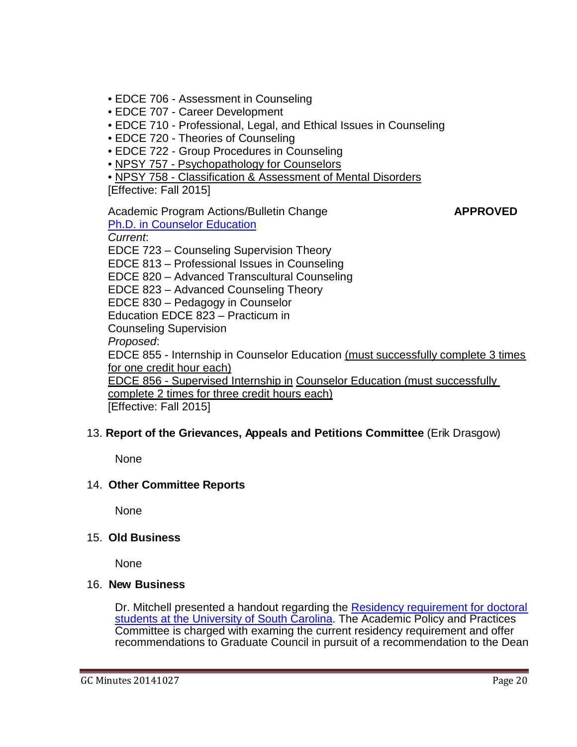- EDCE 706 - Assessment in Counseling
- EDCE 707 - Career Development
- EDCE 710 - Professional, Legal, and Ethical Issues in Counseling
- EDCE 720 - Theories of Counseling
- EDCE 722 - Group Procedures in Counseling
- NPSY 757 - Psychopathology for Counselors
- NPSY 758 - Classification & Assessment of Mental Disorders

[Effective: Fall 2015]

Academic Program Actions/Bulletin Change **APPROVED**

Ph.D. in Counselor Education

*Current*:

EDCE 723 – Counseling Supervision Theory
EDCE 813 – Professional Issues in Counseling
EDCE 820 – Advanced Transcultural Counseling
EDCE 823 – Advanced Counseling Theory
EDCE 830 – Pedagogy in Counselor
Education EDCE 823 – Practicum in
Counseling Supervision

*Proposed*:

EDCE 855 - Internship in Counselor Education (must successfully complete 3 times for one credit hour each)
EDCE 856 - Supervised Internship in Counselor Education (must successfully complete 2 times for three credit hours each)
[Effective: Fall 2015]

13. **Report of the Grievances, Appeals and Petitions Committee** (Erik Drasgow)

    None

14. **Other Committee Reports**

    None

15. **Old Business**

    None

16. **New Business**

    Dr. Mitchell presented a handout regarding the Residency requirement for doctoral students at the University of South Carolina. The Academic Policy and Practices Committee is charged with examing the current residency requirement and offer recommendations to Graduate Council in pursuit of a recommendation to the Dean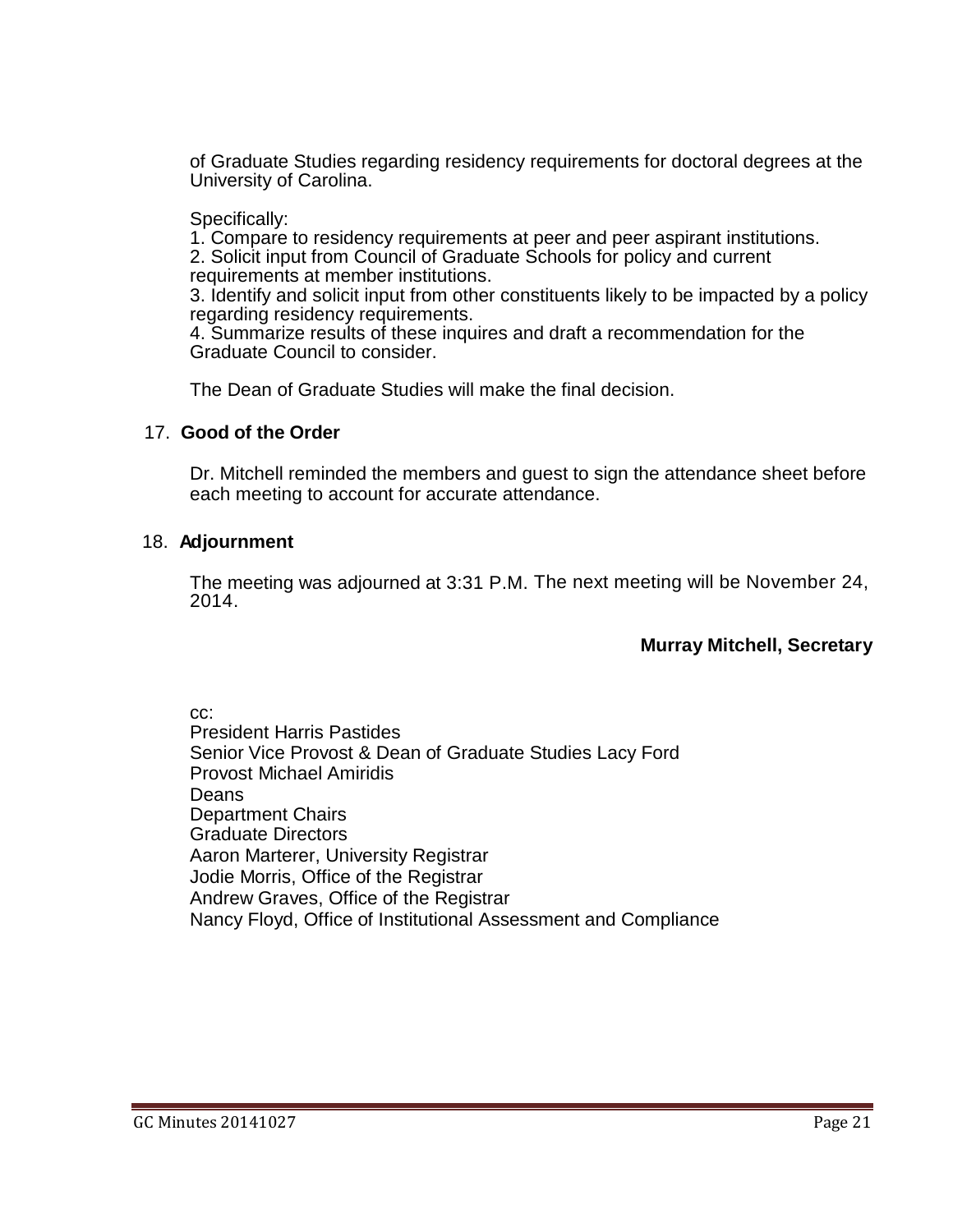of Graduate Studies regarding residency requirements for doctoral degrees at the University of Carolina.

Specifically:
1. Compare to residency requirements at peer and peer aspirant institutions.
2. Solicit input from Council of Graduate Schools for policy and current requirements at member institutions.
3. Identify and solicit input from other constituents likely to be impacted by a policy regarding residency requirements.
4. Summarize results of these inquires and draft a recommendation for the Graduate Council to consider.

The Dean of Graduate Studies will make the final decision.

17. **Good of the Order**

Dr. Mitchell reminded the members and guest to sign the attendance sheet before each meeting to account for accurate attendance.

18. **Adjournment**

The meeting was adjourned at 3:31 P.M. The next meeting will be November 24, 2014.

**Murray Mitchell, Secretary**

cc:
President Harris Pastides
Senior Vice Provost & Dean of Graduate Studies Lacy Ford
Provost Michael Amiridis
Deans
Department Chairs
Graduate Directors
Aaron Marterer, University Registrar
Jodie Morris, Office of the Registrar
Andrew Graves, Office of the Registrar
Nancy Floyd, Office of Institutional Assessment and Compliance